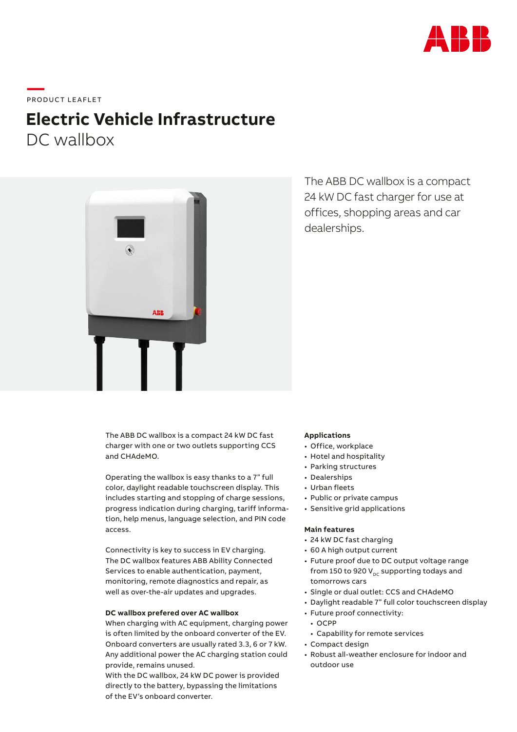PRODUCT LEAFLET

# Electric Vehicle Infrastructure

## DC wallbox

The ABB DC wallbox is a compact 24 kW DC fast charger for use at offices, shopping areas and car dealerships.

The ABB DC wallbox is a compact 24 kW DC fast charger with one or two outlets supporting CCS and CHAdeMO.

Operating the wallbox is easy thanks to a 7" full color, daylight readable touchscreen display. This includes starting and stopping of charge sessions, progress indication during charging, tariff information, help menus, language selection, and PIN code access.

Connectivity is key to success in EV charging. The DC wallbox features ABB Ability Connected Services to enable authentication, payment, monitoring, remote diagnostics and repair, as well as over-the-air updates and upgrades.

**DC wallbox prefered over AC wallbox**

When charging with AC equipment, charging power is often limited by the onboard converter of the EV. Onboard converters are usually rated 3.3, 6 or 7 kW. Any additional power the AC charging station could provide, remains unused.
With the DC wallbox, 24 kW DC power is provided directly to the battery, bypassing the limitations of the EV's onboard converter.

**Applications**

- Office, workplace
- Hotel and hospitality
- Parking structures
- Dealerships
- Urban fleets
- Public or private campus
- Sensitive grid applications

**Main features**

- 24 kW DC fast charging
- 60 A high output current
- Future proof due to DC output voltage range from 150 to 920 $V_{DC}$ supporting todays and tomorrows cars
- Single or dual outlet: CCS and CHAdeMO
- Daylight readable 7" full color touchscreen display
- Future proof connectivity:
  - OCPP
  - Capability for remote services
- Compact design
- Robust all-weather enclosure for indoor and outdoor use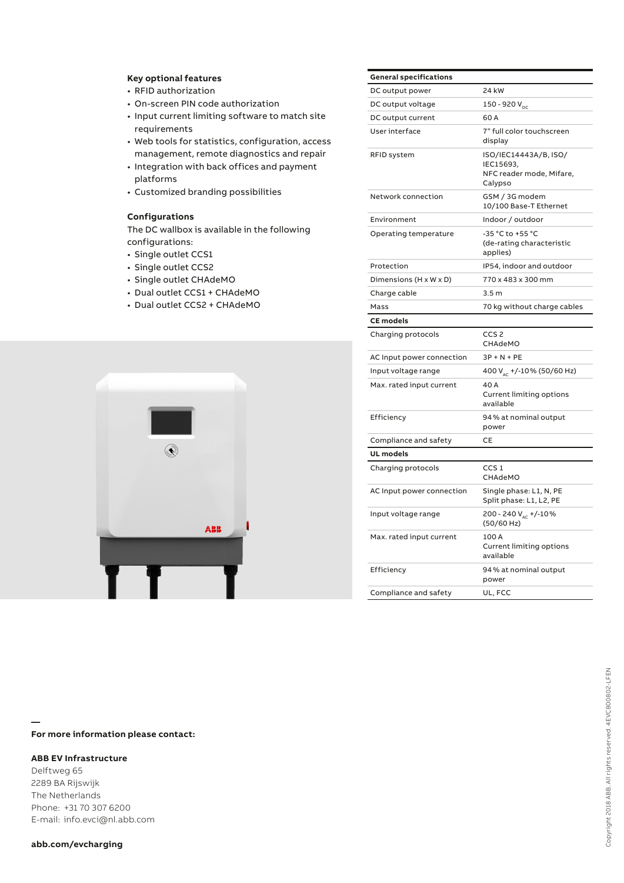### Key optional features

- RFID authorization
- On-screen PIN code authorization
- Input current limiting software to match site requirements
- Web tools for statistics, configuration, access management, remote diagnostics and repair
- Integration with back offices and payment platforms
- Customized branding possibilities

### Configurations

The DC wallbox is available in the following configurations:

- Single outlet CCS1
- Single outlet CCS2
- Single outlet CHAdeMO
- Dual outlet CCS1 + CHAdeMO
- Dual outlet CCS2 + CHAdeMO

| **General specifications** | |
|---|---|
| DC output power | 24 kW |
| DC output voltage | 150 - 920 $V_{DC}$ |
| DC output current | 60 A |
| User interface | 7" full color touchscreen display |
| RFID system | ISO/IEC14443A/B, ISO/IEC15693, NFC reader mode, Mifare, Calypso |
| Network connection | GSM / 3G modem<br>10/100 Base-T Ethernet |
| Environment | Indoor / outdoor |
| Operating temperature | -35 °C to +55 °C (de-rating characteristic applies) |
| Protection | IP54, indoor and outdoor |
| Dimensions (H x W x D) | 770 x 483 x 300 mm |
| Charge cable | 3.5 m |
| Mass | 70 kg without charge cables |
| **CE models** | |
| Charging protocols | CCS 2<br>CHAdeMO |
| AC Input power connection | 3P + N + PE |
| Input voltage range | 400 $V_{AC}$ +/-10% (50/60 Hz) |
| Max. rated input current | 40 A<br>Current limiting options available |
| Efficiency | 94% at nominal output power |
| Compliance and safety | CE |
| **UL models** | |
| Charging protocols | CCS 1<br>CHAdeMO |
| AC Input power connection | Single phase: L1, N, PE<br>Split phase: L1, L2, PE |
| Input voltage range | 200 - 240 $V_{AC}$ +/-10% (50/60 Hz) |
| Max. rated input current | 100 A<br>Current limiting options available |
| Efficiency | 94% at nominal output power |
| Compliance and safety | UL, FCC |

—

**For more information please contact:**

**ABB EV Infrastructure**
Delftweg 65
2289 BA Rijswijk
The Netherlands
Phone: +31 70 307 6200
E-mail: info.evci@nl.abb.com

**abb.com/evcharging**

Copyright 2018 ABB. All rights reserved. 4EVC800802-LFEN